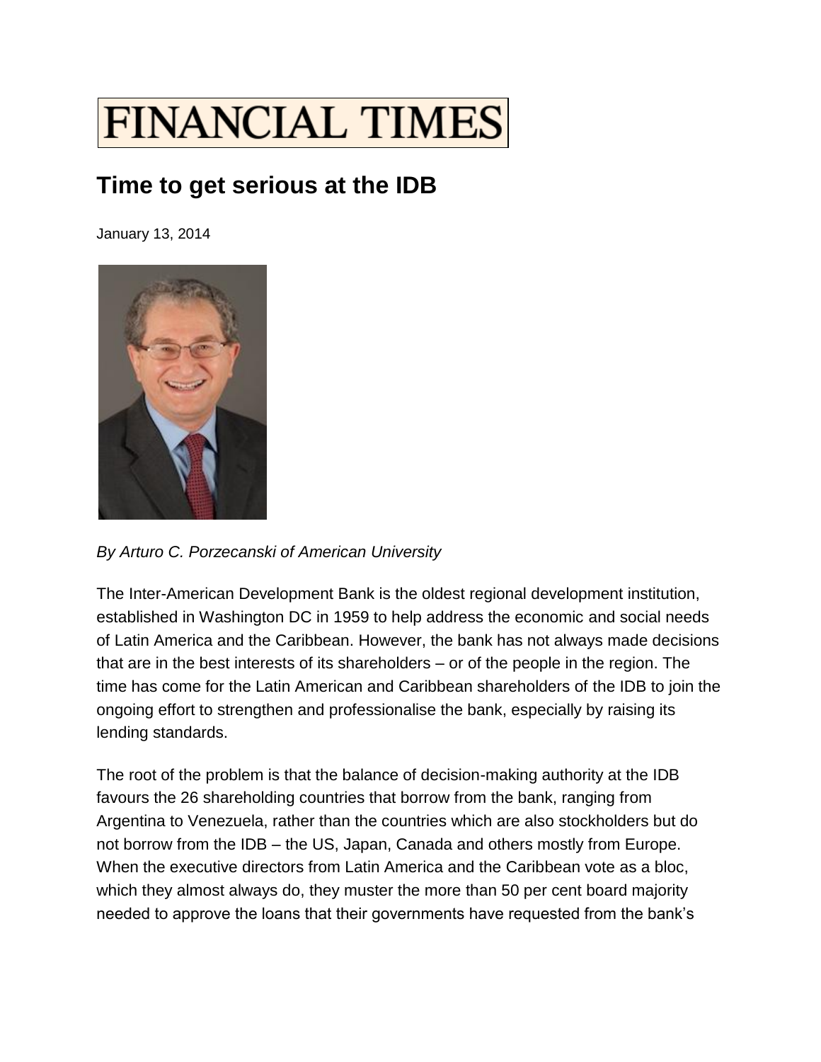# FINANCIAL TIMES

## Time to get serious at the IDB

January 13, 2014

*By Arturo C. Porzecanski of American University*

The Inter-American Development Bank is the oldest regional development institution, established in Washington DC in 1959 to help address the economic and social needs of Latin America and the Caribbean. However, the bank has not always made decisions that are in the best interests of its shareholders – or of the people in the region. The time has come for the Latin American and Caribbean shareholders of the IDB to join the ongoing effort to strengthen and professionalise the bank, especially by raising its lending standards.

The root of the problem is that the balance of decision-making authority at the IDB favours the 26 shareholding countries that borrow from the bank, ranging from Argentina to Venezuela, rather than the countries which are also stockholders but do not borrow from the IDB – the US, Japan, Canada and others mostly from Europe. When the executive directors from Latin America and the Caribbean vote as a bloc, which they almost always do, they muster the more than 50 per cent board majority needed to approve the loans that their governments have requested from the bank's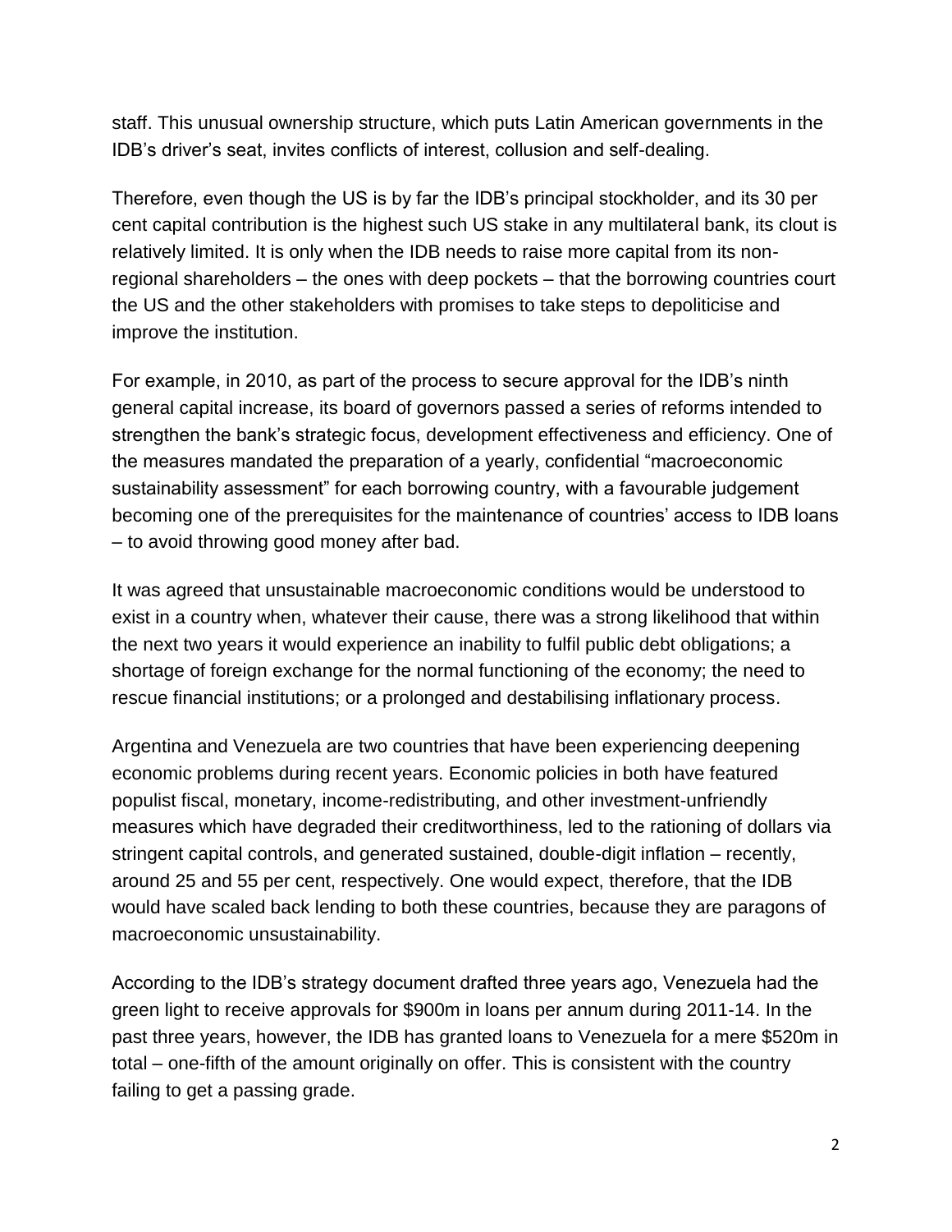staff. This unusual ownership structure, which puts Latin American governments in the IDB's driver's seat, invites conflicts of interest, collusion and self-dealing.

Therefore, even though the US is by far the IDB's principal stockholder, and its 30 per cent capital contribution is the highest such US stake in any multilateral bank, its clout is relatively limited. It is only when the IDB needs to raise more capital from its non-regional shareholders – the ones with deep pockets – that the borrowing countries court the US and the other stakeholders with promises to take steps to depoliticise and improve the institution.

For example, in 2010, as part of the process to secure approval for the IDB's ninth general capital increase, its board of governors passed a series of reforms intended to strengthen the bank's strategic focus, development effectiveness and efficiency. One of the measures mandated the preparation of a yearly, confidential "macroeconomic sustainability assessment" for each borrowing country, with a favourable judgement becoming one of the prerequisites for the maintenance of countries' access to IDB loans – to avoid throwing good money after bad.

It was agreed that unsustainable macroeconomic conditions would be understood to exist in a country when, whatever their cause, there was a strong likelihood that within the next two years it would experience an inability to fulfil public debt obligations; a shortage of foreign exchange for the normal functioning of the economy; the need to rescue financial institutions; or a prolonged and destabilising inflationary process.

Argentina and Venezuela are two countries that have been experiencing deepening economic problems during recent years. Economic policies in both have featured populist fiscal, monetary, income-redistributing, and other investment-unfriendly measures which have degraded their creditworthiness, led to the rationing of dollars via stringent capital controls, and generated sustained, double-digit inflation – recently, around 25 and 55 per cent, respectively. One would expect, therefore, that the IDB would have scaled back lending to both these countries, because they are paragons of macroeconomic unsustainability.

According to the IDB's strategy document drafted three years ago, Venezuela had the green light to receive approvals for $900m in loans per annum during 2011-14. In the past three years, however, the IDB has granted loans to Venezuela for a mere $520m in total – one-fifth of the amount originally on offer. This is consistent with the country failing to get a passing grade.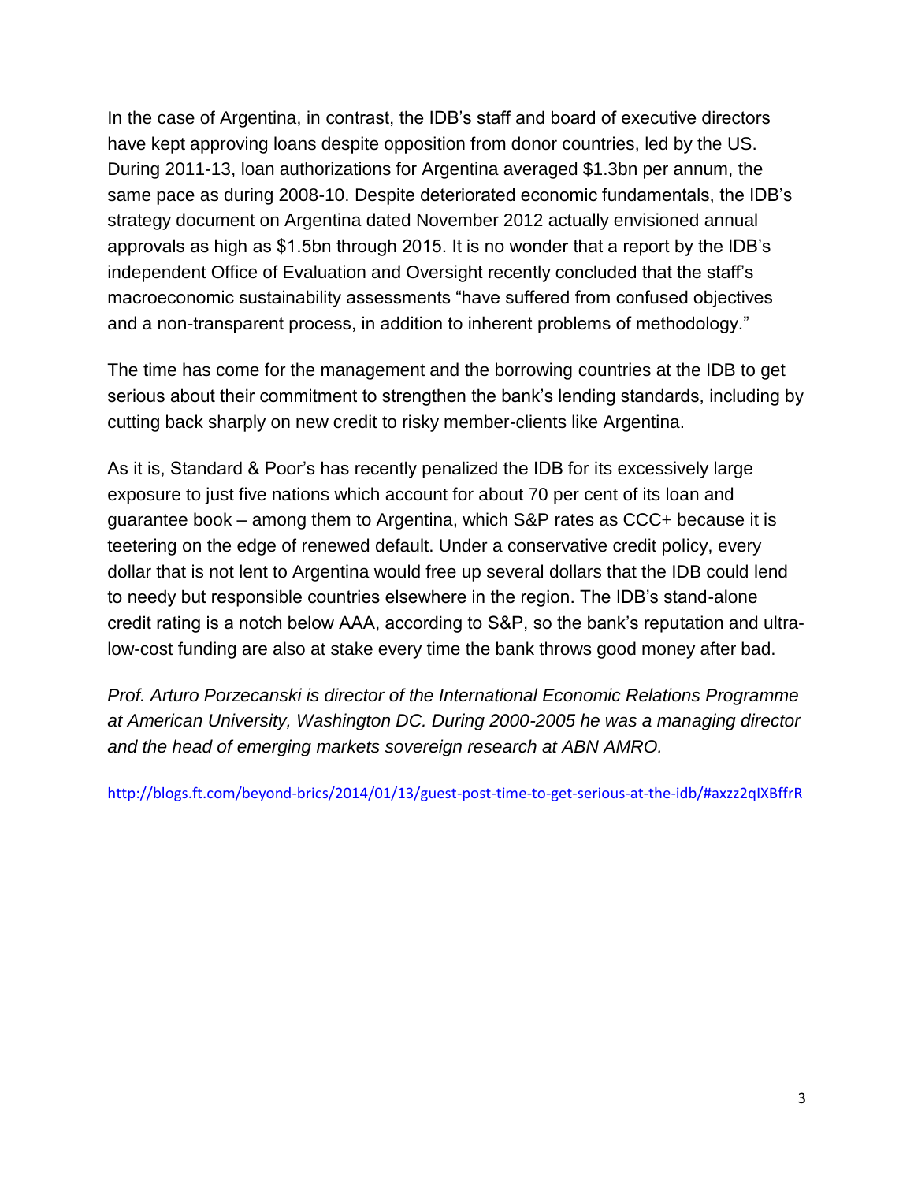In the case of Argentina, in contrast, the IDB's staff and board of executive directors have kept approving loans despite opposition from donor countries, led by the US. During 2011-13, loan authorizations for Argentina averaged $1.3bn per annum, the same pace as during 2008-10. Despite deteriorated economic fundamentals, the IDB's strategy document on Argentina dated November 2012 actually envisioned annual approvals as high as $1.5bn through 2015. It is no wonder that a report by the IDB's independent Office of Evaluation and Oversight recently concluded that the staff's macroeconomic sustainability assessments "have suffered from confused objectives and a non-transparent process, in addition to inherent problems of methodology."

The time has come for the management and the borrowing countries at the IDB to get serious about their commitment to strengthen the bank's lending standards, including by cutting back sharply on new credit to risky member-clients like Argentina.

As it is, Standard & Poor's has recently penalized the IDB for its excessively large exposure to just five nations which account for about 70 per cent of its loan and guarantee book – among them to Argentina, which S&P rates as CCC+ because it is teetering on the edge of renewed default. Under a conservative credit policy, every dollar that is not lent to Argentina would free up several dollars that the IDB could lend to needy but responsible countries elsewhere in the region. The IDB's stand-alone credit rating is a notch below AAA, according to S&P, so the bank's reputation and ultra-low-cost funding are also at stake every time the bank throws good money after bad.

*Prof. Arturo Porzecanski is director of the International Economic Relations Programme at American University, Washington DC. During 2000-2005 he was a managing director and the head of emerging markets sovereign research at ABN AMRO.*

http://blogs.ft.com/beyond-brics/2014/01/13/guest-post-time-to-get-serious-at-the-idb/#axzz2qIXBffrR